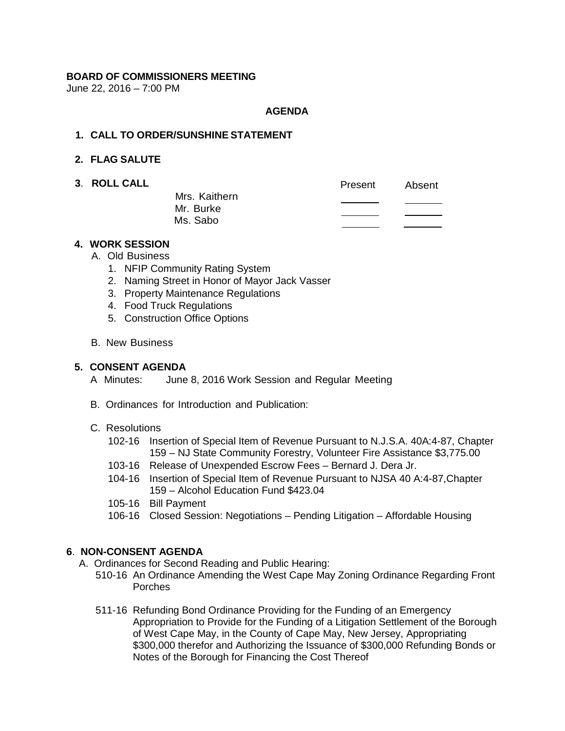**BOARD OF COMMISSIONERS MEETING**
June 22, 2016 – 7:00 PM

**AGENDA**

**1. CALL TO ORDER/SUNSHINE STATEMENT**

**2. FLAG SALUTE**

**3. ROLL CALL**

| | Present | Absent |
|---|---|---|
| Mrs. Kaithern | ______ | ______ |
| Mr. Burke | ______ | ______ |
| Ms. Sabo | ______ | ______ |

**4. WORK SESSION**

A. Old Business
1. NFIP Community Rating System
2. Naming Street in Honor of Mayor Jack Vasser
3. Property Maintenance Regulations
4. Food Truck Regulations
5. Construction Office Options

B. New Business

**5. CONSENT AGENDA**

A Minutes: June 8, 2016 Work Session and Regular Meeting

B. Ordinances for Introduction and Publication:

C. Resolutions

- 102-16 Insertion of Special Item of Revenue Pursuant to N.J.S.A. 40A:4-87, Chapter 159 – NJ State Community Forestry, Volunteer Fire Assistance $3,775.00
- 103-16 Release of Unexpended Escrow Fees – Bernard J. Dera Jr.
- 104-16 Insertion of Special Item of Revenue Pursuant to NJSA 40 A:4-87,Chapter 159 – Alcohol Education Fund $423.04
- 105-16 Bill Payment
- 106-16 Closed Session: Negotiations – Pending Litigation – Affordable Housing

**6. NON-CONSENT AGENDA**

A. Ordinances for Second Reading and Public Hearing:

- 510-16 An Ordinance Amending the West Cape May Zoning Ordinance Regarding Front Porches

- 511-16 Refunding Bond Ordinance Providing for the Funding of an Emergency Appropriation to Provide for the Funding of a Litigation Settlement of the Borough of West Cape May, in the County of Cape May, New Jersey, Appropriating $300,000 therefor and Authorizing the Issuance of $300,000 Refunding Bonds or Notes of the Borough for Financing the Cost Thereof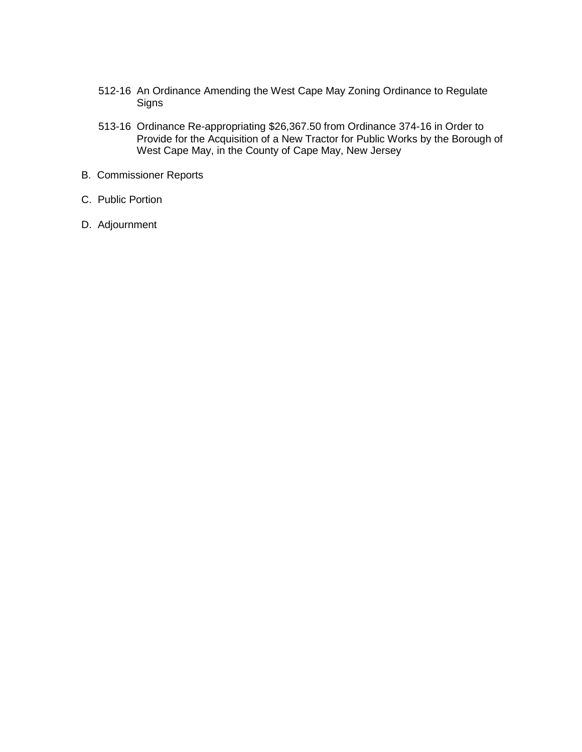512-16 An Ordinance Amending the West Cape May Zoning Ordinance to Regulate Signs

513-16 Ordinance Re-appropriating $26,367.50 from Ordinance 374-16 in Order to Provide for the Acquisition of a New Tractor for Public Works by the Borough of West Cape May, in the County of Cape May, New Jersey

B. Commissioner Reports

C. Public Portion

D. Adjournment